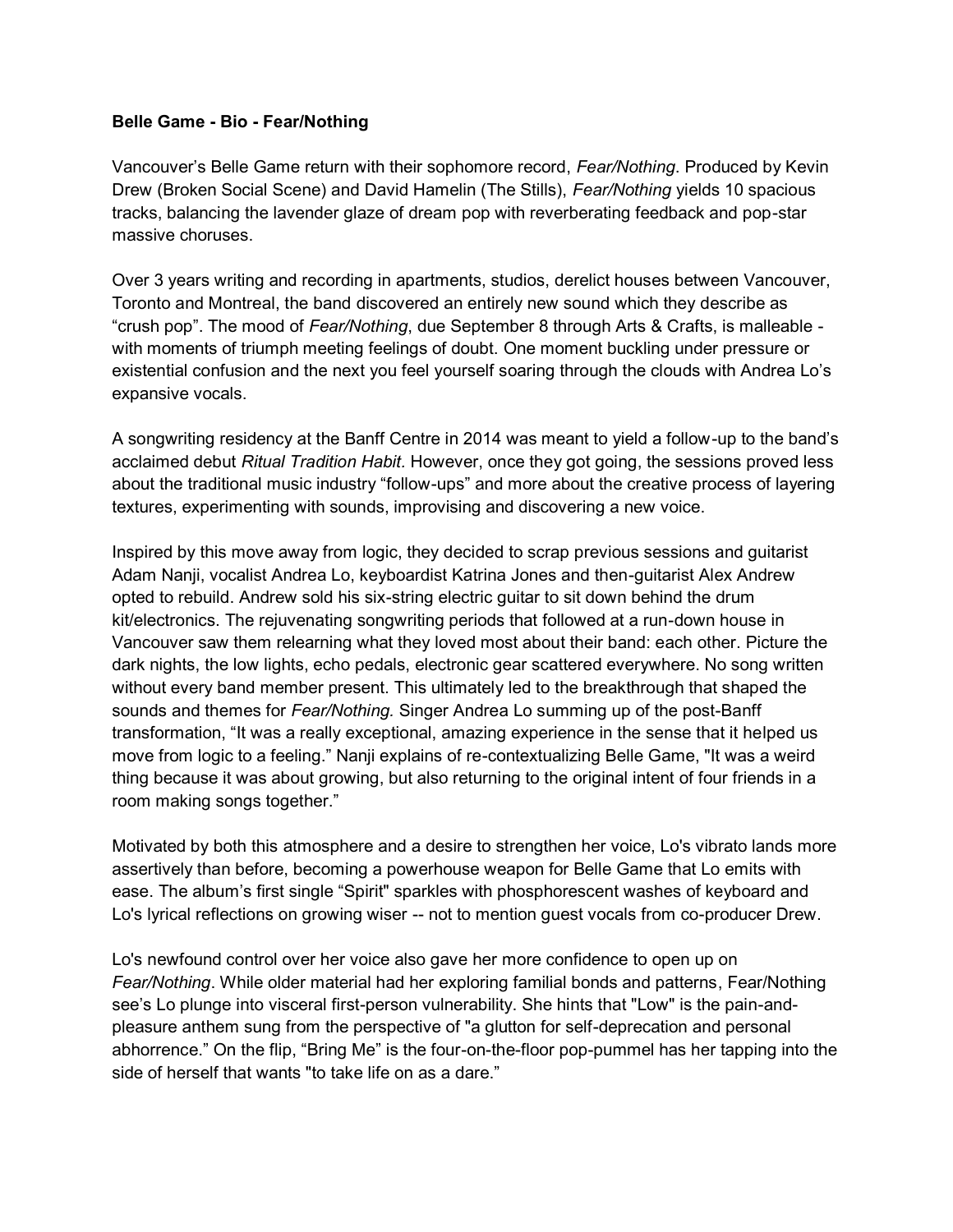**Belle Game - Bio - Fear/Nothing**

Vancouver's Belle Game return with their sophomore record, *Fear/Nothing*. Produced by Kevin Drew (Broken Social Scene) and David Hamelin (The Stills), *Fear/Nothing* yields 10 spacious tracks, balancing the lavender glaze of dream pop with reverberating feedback and pop-star massive choruses.

Over 3 years writing and recording in apartments, studios, derelict houses between Vancouver, Toronto and Montreal, the band discovered an entirely new sound which they describe as "crush pop". The mood of *Fear/Nothing*, due September 8 through Arts & Crafts, is malleable - with moments of triumph meeting feelings of doubt. One moment buckling under pressure or existential confusion and the next you feel yourself soaring through the clouds with Andrea Lo's expansive vocals.

A songwriting residency at the Banff Centre in 2014 was meant to yield a follow-up to the band's acclaimed debut *Ritual Tradition Habit.* However, once they got going, the sessions proved less about the traditional music industry "follow-ups" and more about the creative process of layering textures, experimenting with sounds, improvising and discovering a new voice.

Inspired by this move away from logic, they decided to scrap previous sessions and guitarist Adam Nanji, vocalist Andrea Lo, keyboardist Katrina Jones and then-guitarist Alex Andrew opted to rebuild. Andrew sold his six-string electric guitar to sit down behind the drum kit/electronics. The rejuvenating songwriting periods that followed at a run-down house in Vancouver saw them relearning what they loved most about their band: each other. Picture the dark nights, the low lights, echo pedals, electronic gear scattered everywhere. No song written without every band member present. This ultimately led to the breakthrough that shaped the sounds and themes for *Fear/Nothing.* Singer Andrea Lo summing up of the post-Banff transformation, "It was a really exceptional, amazing experience in the sense that it helped us move from logic to a feeling." Nanji explains of re-contextualizing Belle Game, "It was a weird thing because it was about growing, but also returning to the original intent of four friends in a room making songs together."

Motivated by both this atmosphere and a desire to strengthen her voice, Lo's vibrato lands more assertively than before, becoming a powerhouse weapon for Belle Game that Lo emits with ease. The album's first single "Spirit" sparkles with phosphorescent washes of keyboard and Lo's lyrical reflections on growing wiser -- not to mention guest vocals from co-producer Drew.

Lo's newfound control over her voice also gave her more confidence to open up on *Fear/Nothing*. While older material had her exploring familial bonds and patterns, Fear/Nothing see's Lo plunge into visceral first-person vulnerability. She hints that "Low" is the pain-and-pleasure anthem sung from the perspective of "a glutton for self-deprecation and personal abhorrence." On the flip, "Bring Me" is the four-on-the-floor pop-pummel has her tapping into the side of herself that wants "to take life on as a dare."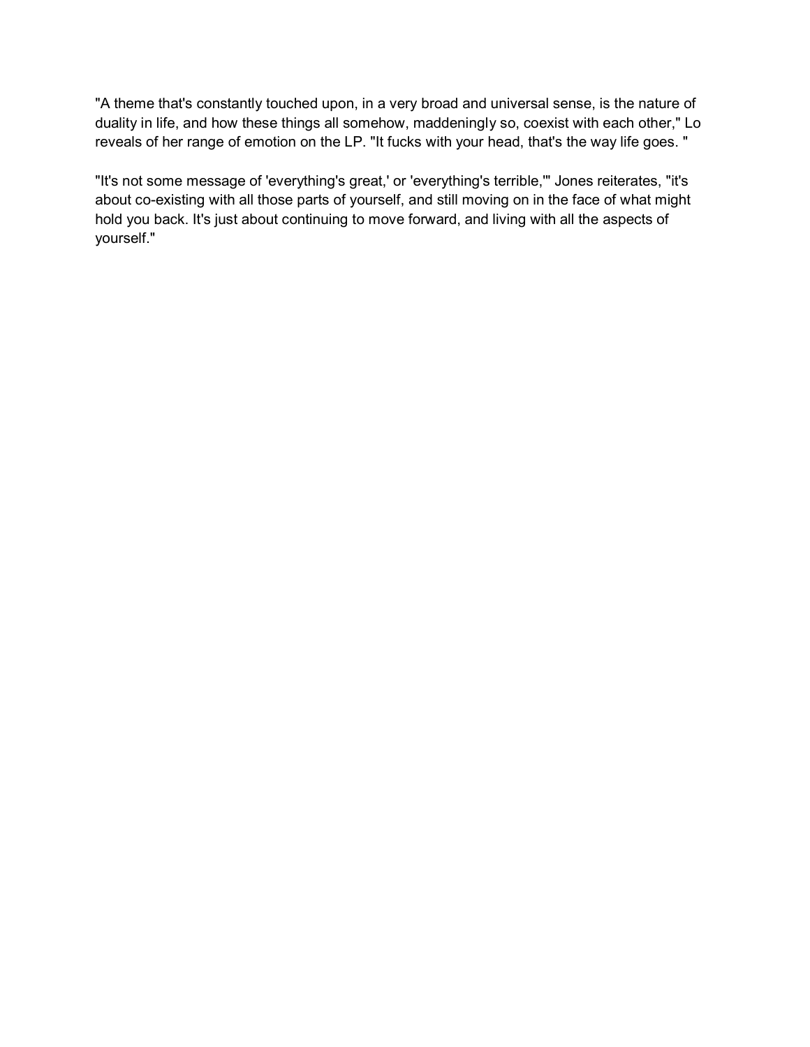"A theme that's constantly touched upon, in a very broad and universal sense, is the nature of duality in life, and how these things all somehow, maddeningly so, coexist with each other," Lo reveals of her range of emotion on the LP. "It fucks with your head, that's the way life goes. "

"It's not some message of 'everything's great,' or 'everything's terrible,'" Jones reiterates, "it's about co-existing with all those parts of yourself, and still moving on in the face of what might hold you back. It's just about continuing to move forward, and living with all the aspects of yourself."